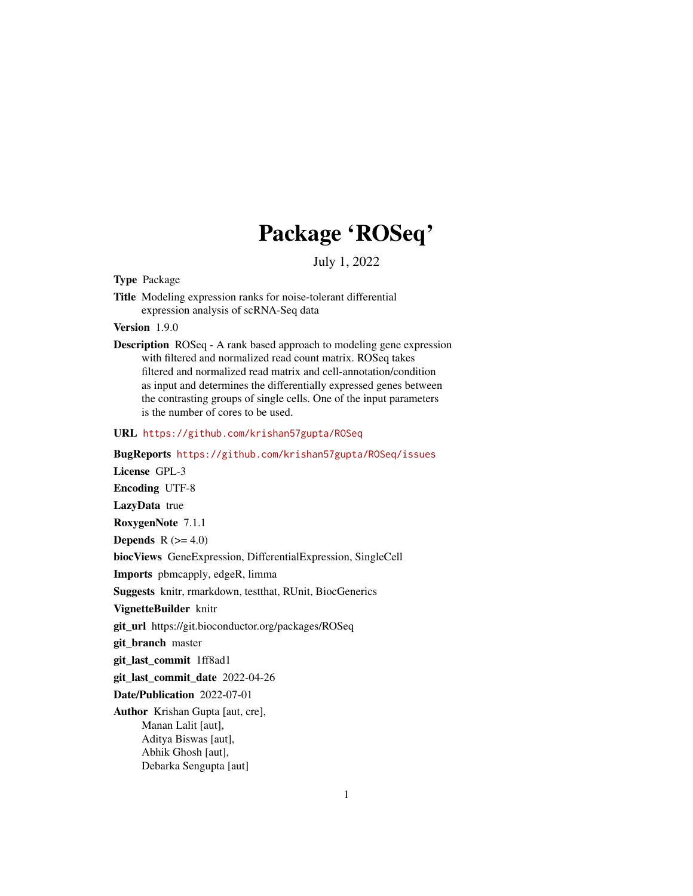# Package 'ROSeq'

July 1, 2022

**Type** Package

**Title** Modeling expression ranks for noise-tolerant differential expression analysis of scRNA-Seq data

**Version** 1.9.0

**Description** ROSeq - A rank based approach to modeling gene expression with filtered and normalized read count matrix. ROSeq takes filtered and normalized read matrix and cell-annotation/condition as input and determines the differentially expressed genes between the contrasting groups of single cells. One of the input parameters is the number of cores to be used.

**URL** https://github.com/krishan57gupta/ROSeq

**BugReports** https://github.com/krishan57gupta/ROSeq/issues

**License** GPL-3

**Encoding** UTF-8

**LazyData** true

**RoxygenNote** 7.1.1

**Depends** R (>= 4.0)

**biocViews** GeneExpression, DifferentialExpression, SingleCell

**Imports** pbmcapply, edgeR, limma

**Suggests** knitr, rmarkdown, testthat, RUnit, BiocGenerics

**VignetteBuilder** knitr

**git_url** https://git.bioconductor.org/packages/ROSeq

**git_branch** master

**git_last_commit** 1ff8ad1

**git_last_commit_date** 2022-04-26

**Date/Publication** 2022-07-01

**Author** Krishan Gupta [aut, cre],
Manan Lalit [aut],
Aditya Biswas [aut],
Abhik Ghosh [aut],
Debarka Sengupta [aut]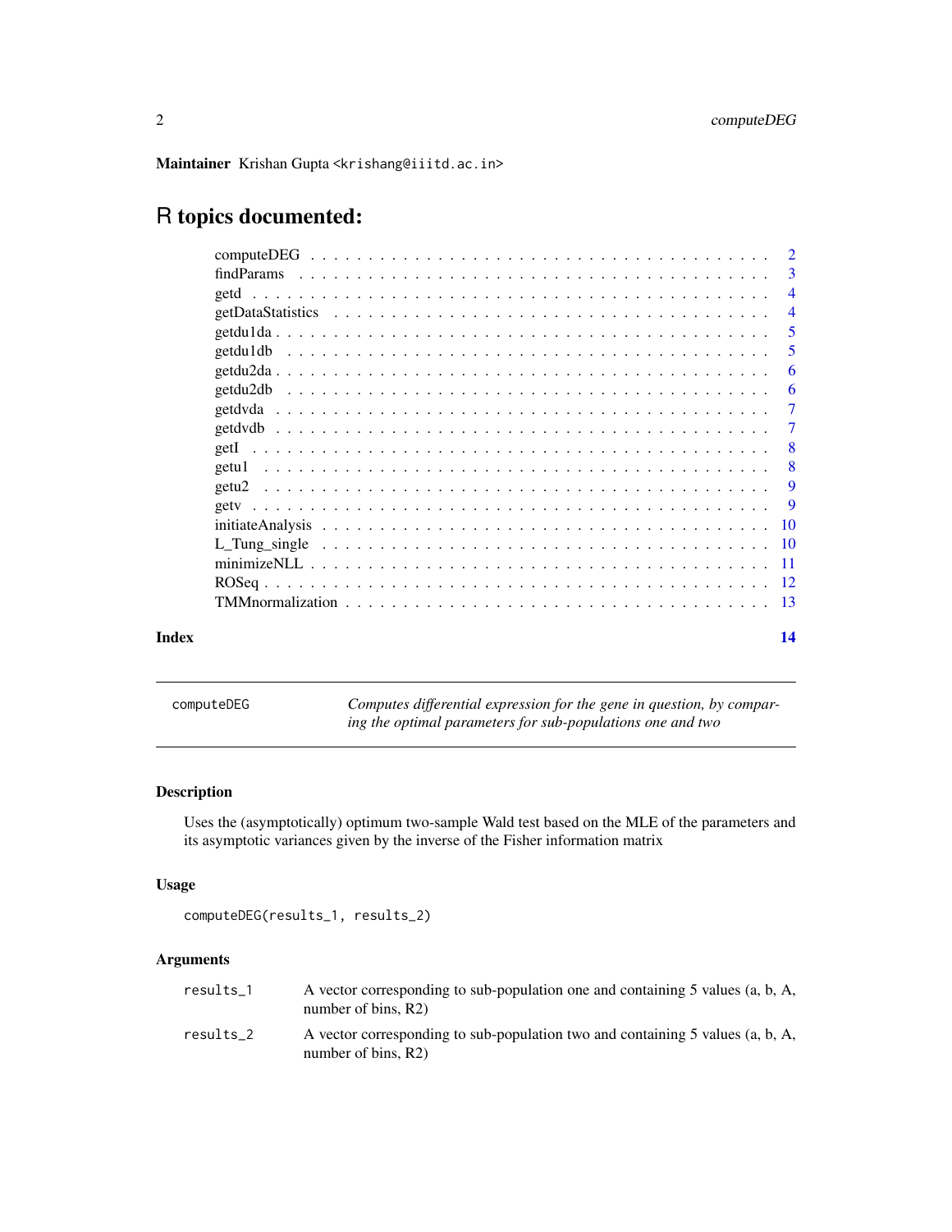**Maintainer** Krishan Gupta <krishang@iiitd.ac.in>

# R topics documented:

| | |
|---|---|
| computeDEG | 2 |
| findParams | 3 |
| getd | 4 |
| getDataStatistics | 4 |
| getdu1da | 5 |
| getdu1db | 5 |
| getdu2da | 6 |
| getdu2db | 6 |
| getdvda | 7 |
| getdvdb | 7 |
| getI | 8 |
| getu1 | 8 |
| getu2 | 9 |
| getv | 9 |
| initiateAnalysis | 10 |
| L_Tung_single | 10 |
| minimizeNLL | 11 |
| ROSeq | 12 |
| TMMnormalization | 13 |

**Index** **14**

---

computeDEG — *Computes differential expression for the gene in question, by comparing the optimal parameters for sub-populations one and two*

---

## Description

Uses the (asymptotically) optimum two-sample Wald test based on the MLE of the parameters and its asymptotic variances given by the inverse of the Fisher information matrix

## Usage

```
computeDEG(results_1, results_2)
```

## Arguments

| | |
|---|---|
| results_1 | A vector corresponding to sub-population one and containing 5 values (a, b, A, number of bins, R2) |
| results_2 | A vector corresponding to sub-population two and containing 5 values (a, b, A, number of bins, R2) |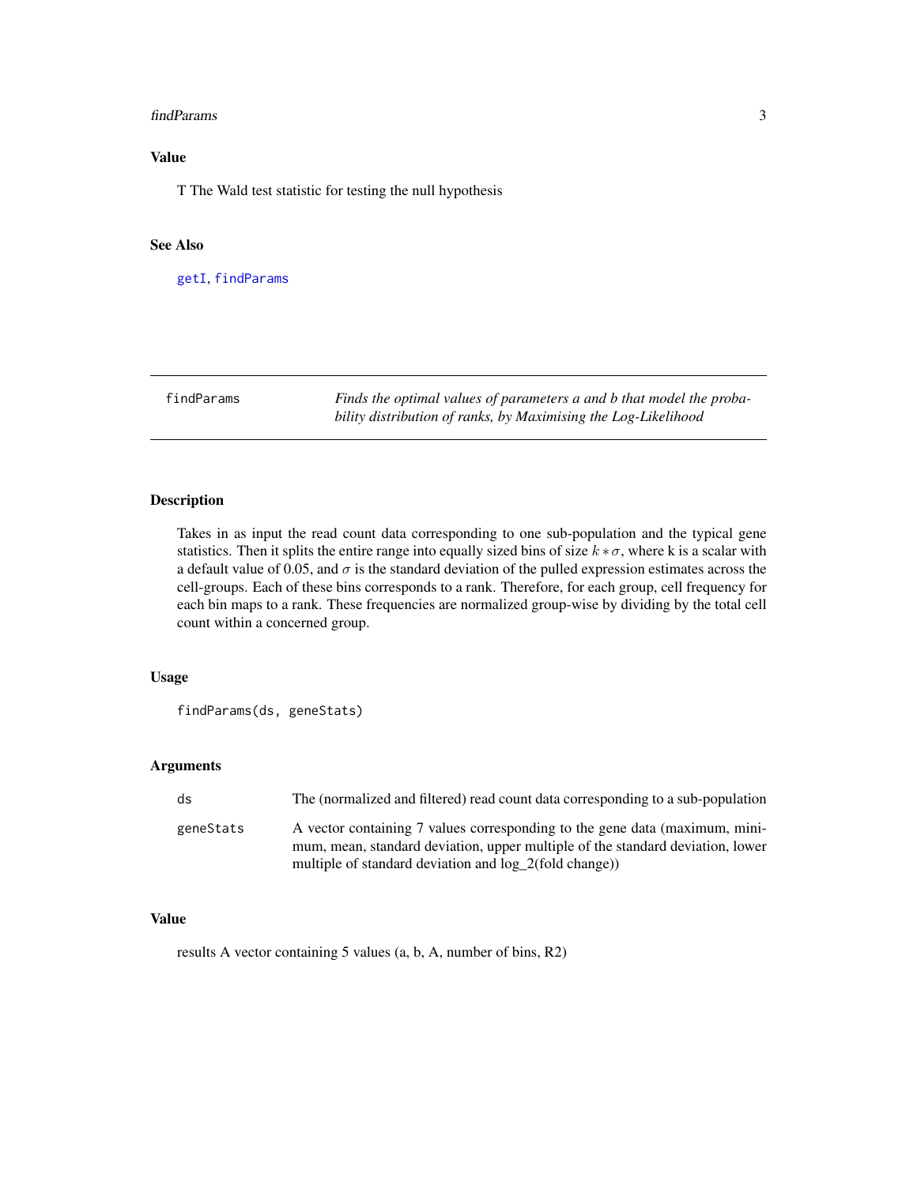## Value

T The Wald test statistic for testing the null hypothesis

## See Also

getI, findParams

---

findParams    *Finds the optimal values of parameters a and b that model the probability distribution of ranks, by Maximising the Log-Likelihood*

---

## Description

Takes in as input the read count data corresponding to one sub-population and the typical gene statistics. Then it splits the entire range into equally sized bins of size $k * \sigma$, where k is a scalar with a default value of 0.05, and $\sigma$ is the standard deviation of the pulled expression estimates across the cell-groups. Each of these bins corresponds to a rank. Therefore, for each group, cell frequency for each bin maps to a rank. These frequencies are normalized group-wise by dividing by the total cell count within a concerned group.

## Usage

```
findParams(ds, geneStats)
```

## Arguments

| | |
|---|---|
| ds | The (normalized and filtered) read count data corresponding to a sub-population |
| geneStats | A vector containing 7 values corresponding to the gene data (maximum, minimum, mean, standard deviation, upper multiple of the standard deviation, lower multiple of standard deviation and log_2(fold change)) |

## Value

results A vector containing 5 values (a, b, A, number of bins, R2)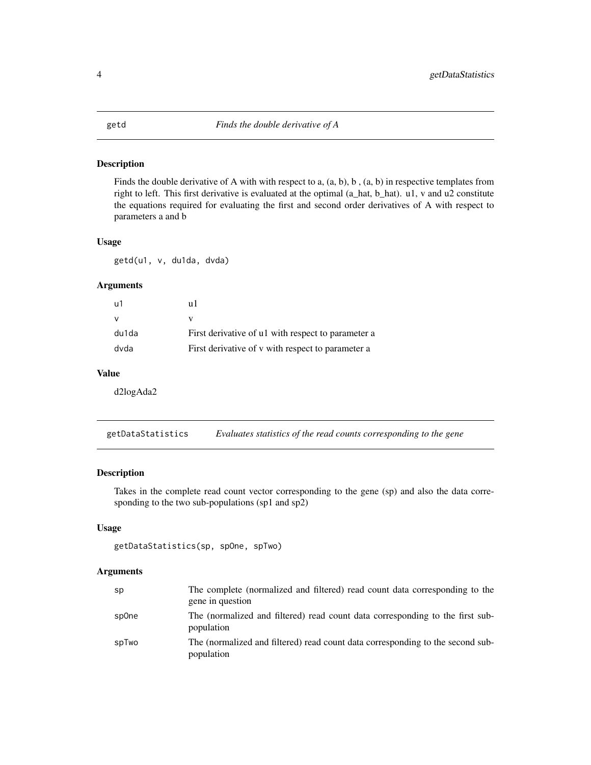## getd — *Finds the double derivative of A*

### Description

Finds the double derivative of A with with respect to a, (a, b), b , (a, b) in respective templates from right to left. This first derivative is evaluated at the optimal (a_hat, b_hat). `u1`, v and u2 constitute the equations required for evaluating the first and second order derivatives of A with respect to parameters a and b

### Usage

```
getd(u1, v, du1da, dvda)
```

### Arguments

| | |
|---|---|
| `u1` | u1 |
| `v` | v |
| `du1da` | First derivative of `u1` with respect to parameter a |
| `dvda` | First derivative of v with respect to parameter a |

### Value

d2logAda2

## getDataStatistics — *Evaluates statistics of the read counts corresponding to the gene*

### Description

Takes in the complete read count vector corresponding to the gene (sp) and also the data corresponding to the two sub-populations (sp1 and sp2)

### Usage

```
getDataStatistics(sp, spOne, spTwo)
```

### Arguments

| | |
|---|---|
| `sp` | The complete (normalized and filtered) read count data corresponding to the gene in question |
| `spOne` | The (normalized and filtered) read count data corresponding to the first sub-population |
| `spTwo` | The (normalized and filtered) read count data corresponding to the second sub-population |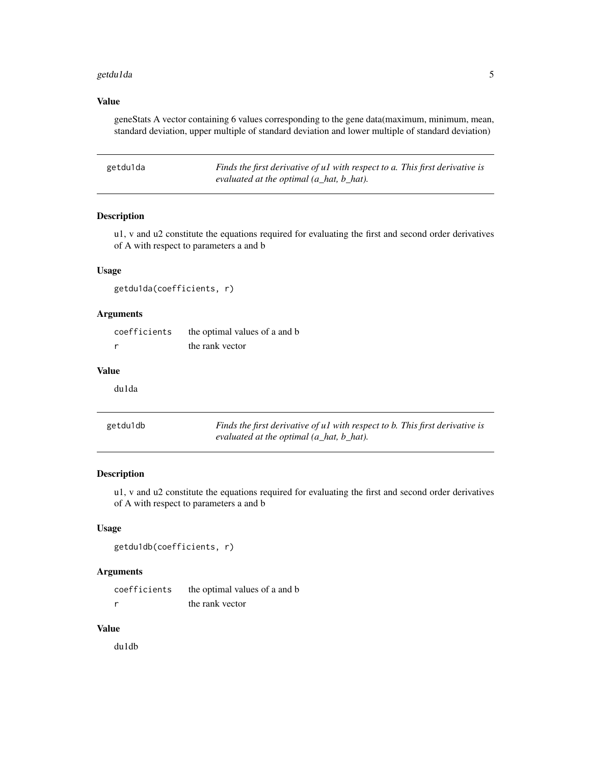### Value

geneStats A vector containing 6 values corresponding to the gene data(maximum, minimum, mean, standard deviation, upper multiple of standard deviation and lower multiple of standard deviation)

---

## getdu1da — *Finds the first derivative of u1 with respect to a. This first derivative is evaluated at the optimal (a_hat, b_hat).*

---

### Description

u1, v and u2 constitute the equations required for evaluating the first and second order derivatives of A with respect to parameters a and b

### Usage

```
getdu1da(coefficients, r)
```

### Arguments

| | |
|---|---|
| coefficients | the optimal values of a and b |
| r | the rank vector |

### Value

du1da

---

## getdu1db — *Finds the first derivative of u1 with respect to b. This first derivative is evaluated at the optimal (a_hat, b_hat).*

---

### Description

u1, v and u2 constitute the equations required for evaluating the first and second order derivatives of A with respect to parameters a and b

### Usage

```
getdu1db(coefficients, r)
```

### Arguments

| | |
|---|---|
| coefficients | the optimal values of a and b |
| r | the rank vector |

### Value

du1db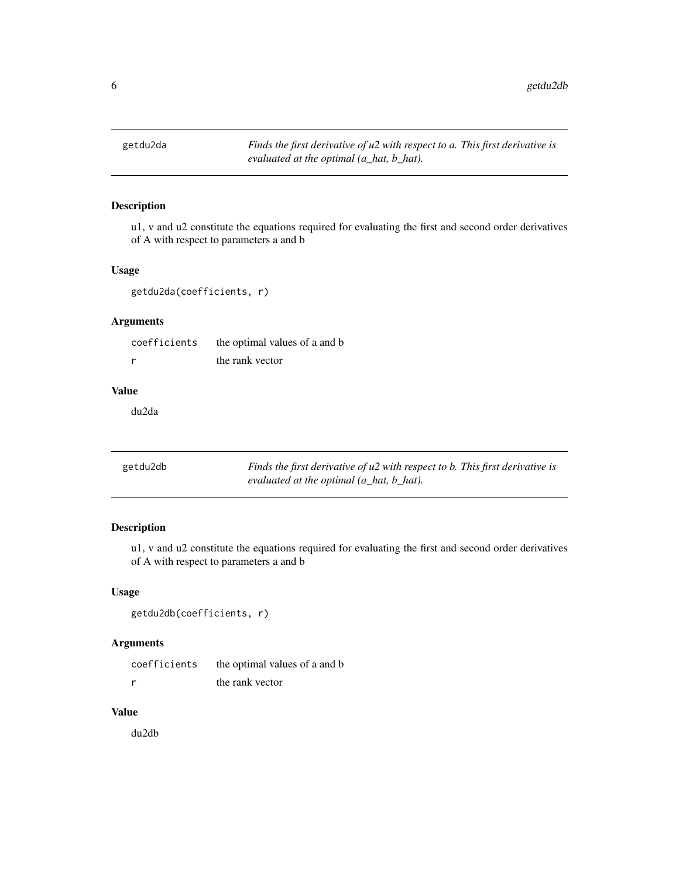## getdu2da *Finds the first derivative of u2 with respect to a. This first derivative is evaluated at the optimal (a_hat, b_hat).*

### Description

u1, v and u2 constitute the equations required for evaluating the first and second order derivatives of A with respect to parameters a and b

### Usage

```
getdu2da(coefficients, r)
```

### Arguments

| | |
|---|---|
| coefficients | the optimal values of a and b |
| r | the rank vector |

### Value

du2da

## getdu2db *Finds the first derivative of u2 with respect to b. This first derivative is evaluated at the optimal (a_hat, b_hat).*

### Description

u1, v and u2 constitute the equations required for evaluating the first and second order derivatives of A with respect to parameters a and b

### Usage

```
getdu2db(coefficients, r)
```

### Arguments

| | |
|---|---|
| coefficients | the optimal values of a and b |
| r | the rank vector |

### Value

du2db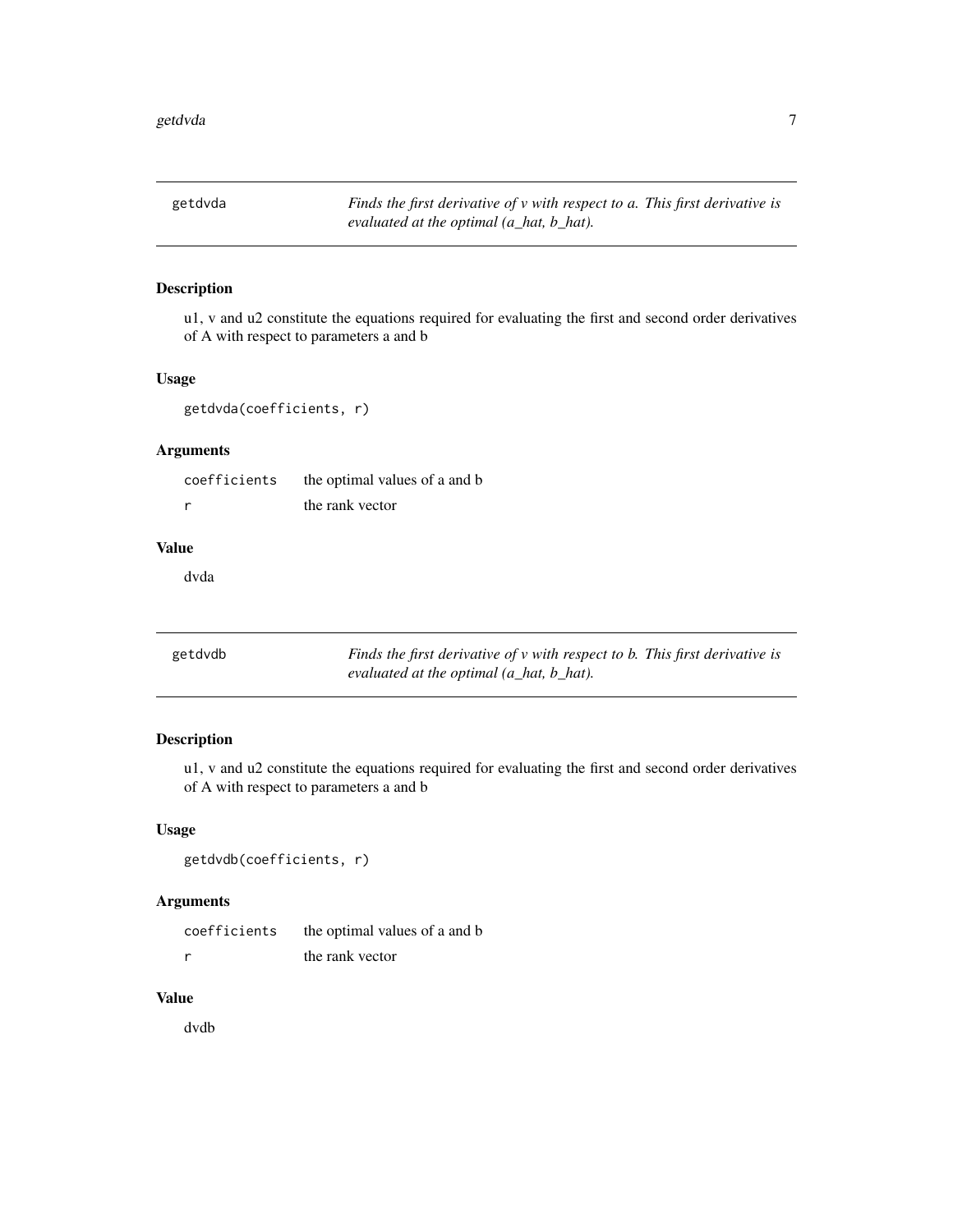## getdvda

*Finds the first derivative of v with respect to a. This first derivative is evaluated at the optimal (a_hat, b_hat).*

### Description

u1, v and u2 constitute the equations required for evaluating the first and second order derivatives of A with respect to parameters a and b

### Usage

```
getdvda(coefficients, r)
```

### Arguments

| | |
|---|---|
| coefficients | the optimal values of a and b |
| r | the rank vector |

### Value

dvda

## getdvdb

*Finds the first derivative of v with respect to b. This first derivative is evaluated at the optimal (a_hat, b_hat).*

### Description

u1, v and u2 constitute the equations required for evaluating the first and second order derivatives of A with respect to parameters a and b

### Usage

```
getdvdb(coefficients, r)
```

### Arguments

| | |
|---|---|
| coefficients | the optimal values of a and b |
| r | the rank vector |

### Value

dvdb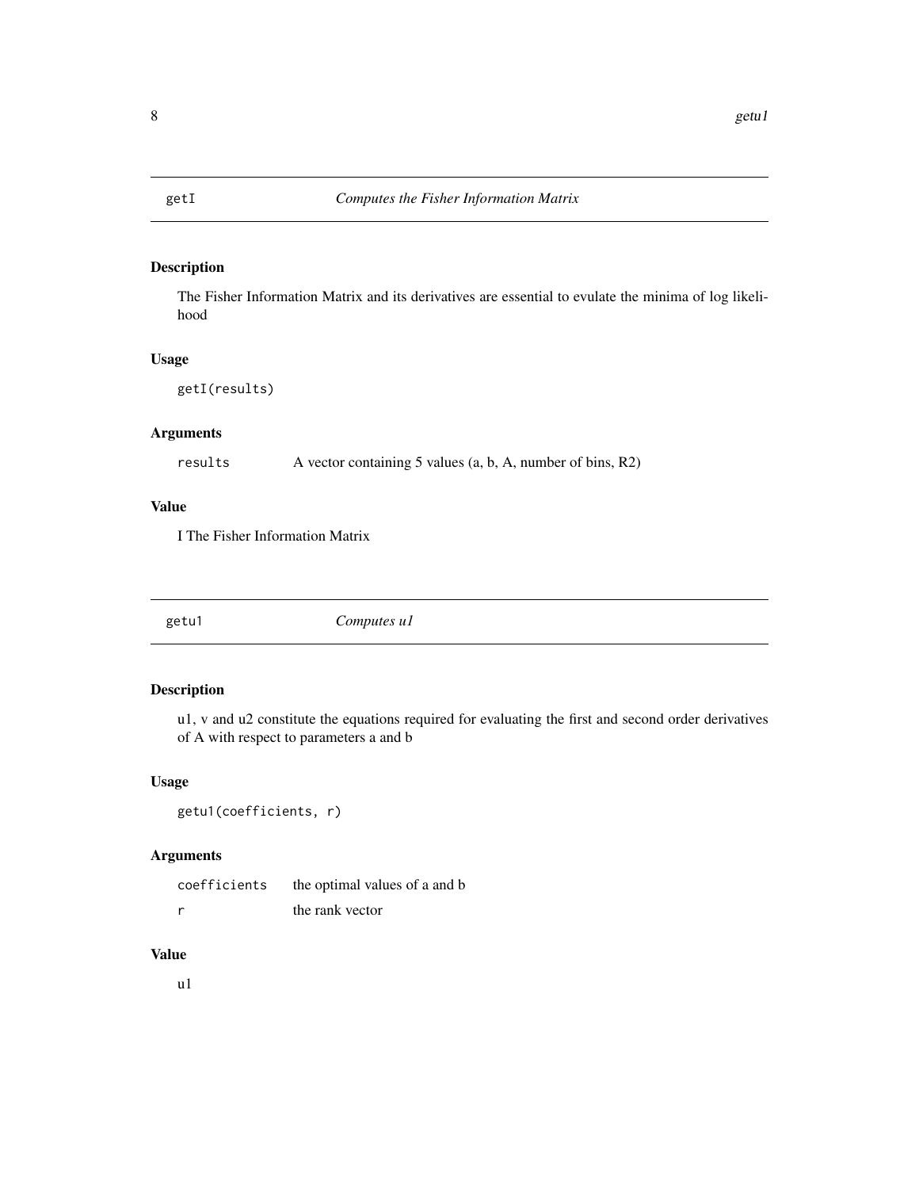## getI — *Computes the Fisher Information Matrix*

### Description

The Fisher Information Matrix and its derivatives are essential to evulate the minima of log likelihood

### Usage

```
getI(results)
```

### Arguments

| | |
|---|---|
| results | A vector containing 5 values (a, b, A, number of bins, R2) |

### Value

I The Fisher Information Matrix

## getu1 — *Computes u1*

### Description

u1, v and u2 constitute the equations required for evaluating the first and second order derivatives of A with respect to parameters a and b

### Usage

```
getu1(coefficients, r)
```

### Arguments

| | |
|---|---|
| coefficients | the optimal values of a and b |
| r | the rank vector |

### Value

u1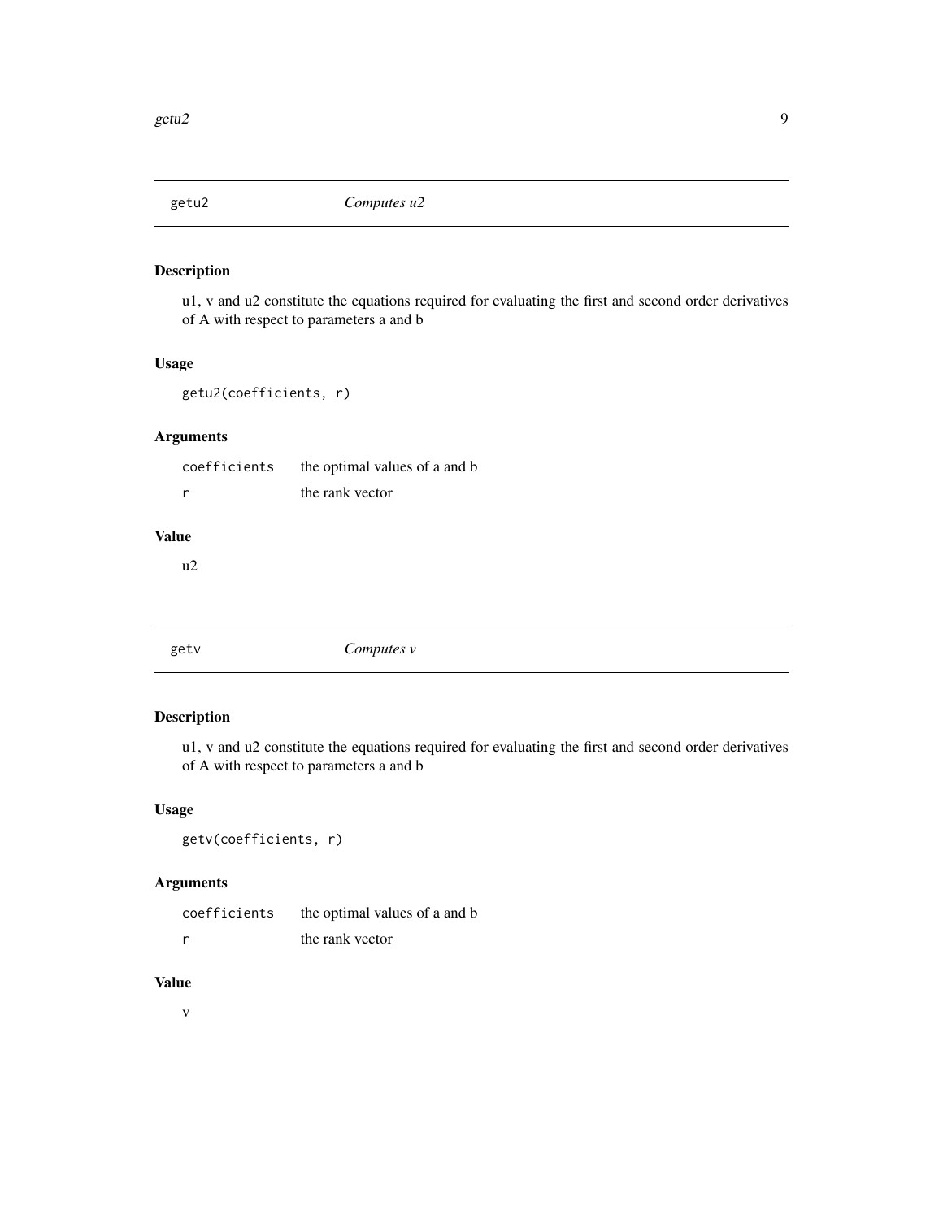## getu2 — *Computes u2*

### Description

u1, v and u2 constitute the equations required for evaluating the first and second order derivatives of A with respect to parameters a and b

### Usage

```
getu2(coefficients, r)
```

### Arguments

| | |
|---|---|
| coefficients | the optimal values of a and b |
| r | the rank vector |

### Value

u2

## getv — *Computes v*

### Description

u1, v and u2 constitute the equations required for evaluating the first and second order derivatives of A with respect to parameters a and b

### Usage

```
getv(coefficients, r)
```

### Arguments

| | |
|---|---|
| coefficients | the optimal values of a and b |
| r | the rank vector |

### Value

v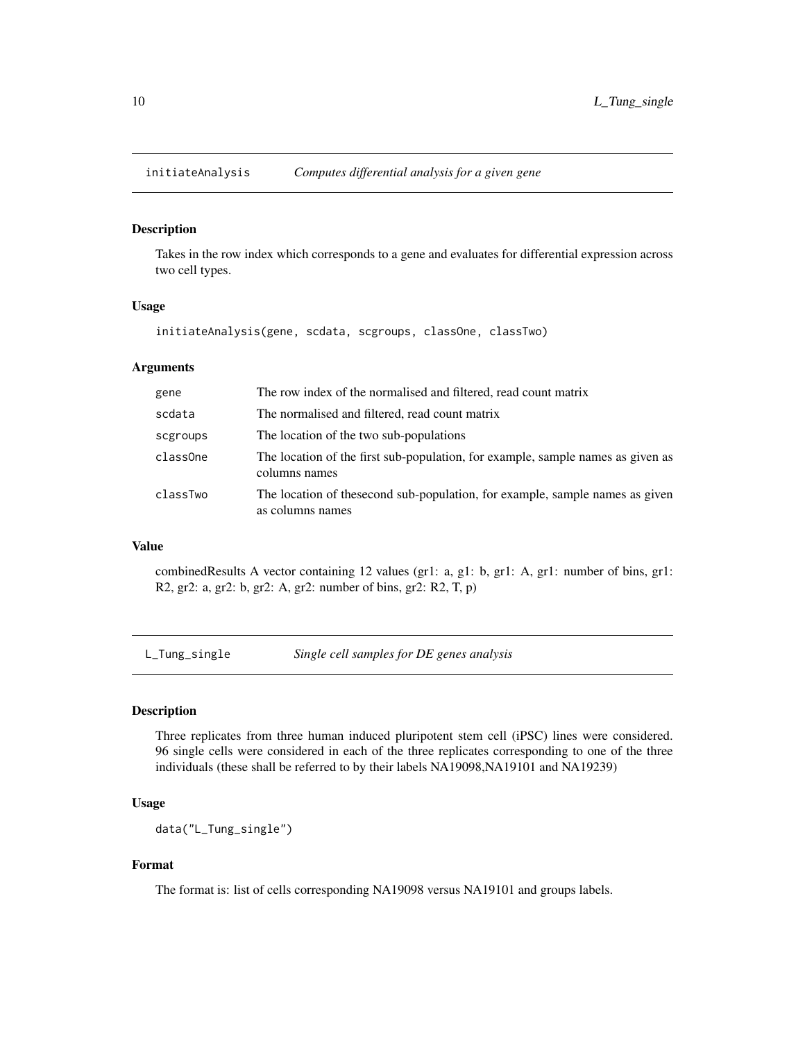## initiateAnalysis *Computes differential analysis for a given gene*

### Description

Takes in the row index which corresponds to a gene and evaluates for differential expression across two cell types.

### Usage

```
initiateAnalysis(gene, scdata, scgroups, classOne, classTwo)
```

### Arguments

| | |
|---|---|
| gene | The row index of the normalised and filtered, read count matrix |
| scdata | The normalised and filtered, read count matrix |
| scgroups | The location of the two sub-populations |
| classOne | The location of the first sub-population, for example, sample names as given as columns names |
| classTwo | The location of thesecond sub-population, for example, sample names as given as columns names |

### Value

combinedResults A vector containing 12 values (gr1: a, g1: b, gr1: A, gr1: number of bins, gr1: R2, gr2: a, gr2: b, gr2: A, gr2: number of bins, gr2: R2, T, p)

## L_Tung_single *Single cell samples for DE genes analysis*

### Description

Three replicates from three human induced pluripotent stem cell (iPSC) lines were considered. 96 single cells were considered in each of the three replicates corresponding to one of the three individuals (these shall be referred to by their labels NA19098,NA19101 and NA19239)

### Usage

```
data("L_Tung_single")
```

### Format

The format is: list of cells corresponding NA19098 versus NA19101 and groups labels.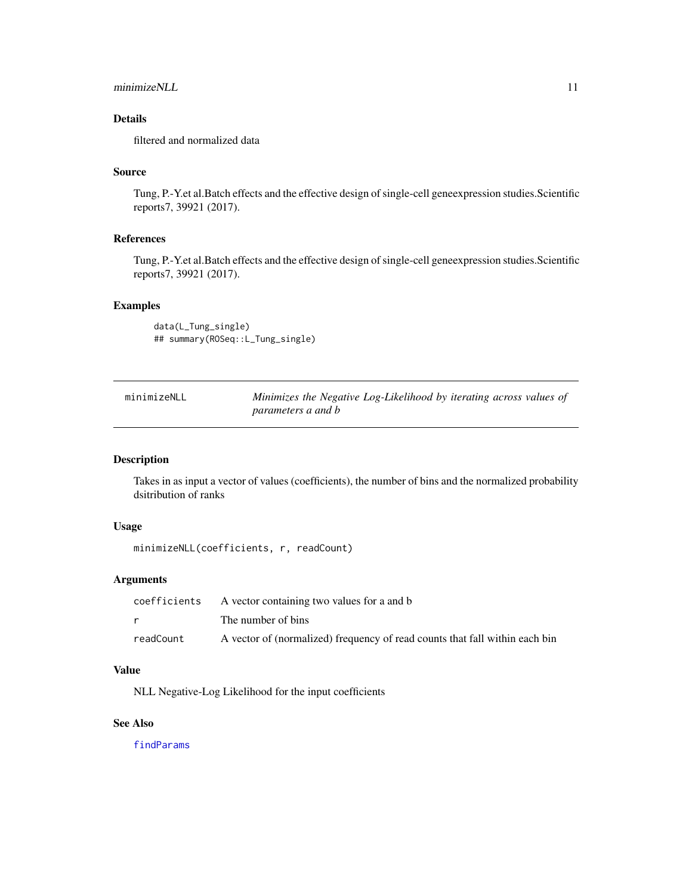## Details

filtered and normalized data

## Source

Tung, P.-Y.et al.Batch effects and the effective design of single-cell geneexpression studies.Scientific reports7, 39921 (2017).

## References

Tung, P.-Y.et al.Batch effects and the effective design of single-cell geneexpression studies.Scientific reports7, 39921 (2017).

## Examples

```
data(L_Tung_single)
## summary(ROSeq::L_Tung_single)
```

---

# minimizeNLL — *Minimizes the Negative Log-Likelihood by iterating across values of parameters a and b*

---

## Description

Takes in as input a vector of values (coefficients), the number of bins and the normalized probability dsitribution of ranks

## Usage

```
minimizeNLL(coefficients, r, readCount)
```

## Arguments

| | |
|---|---|
| `coefficients` | A vector containing two values for a and b |
| `r` | The number of bins |
| `readCount` | A vector of (normalized) frequency of read counts that fall within each bin |

## Value

NLL Negative-Log Likelihood for the input coefficients

## See Also

findParams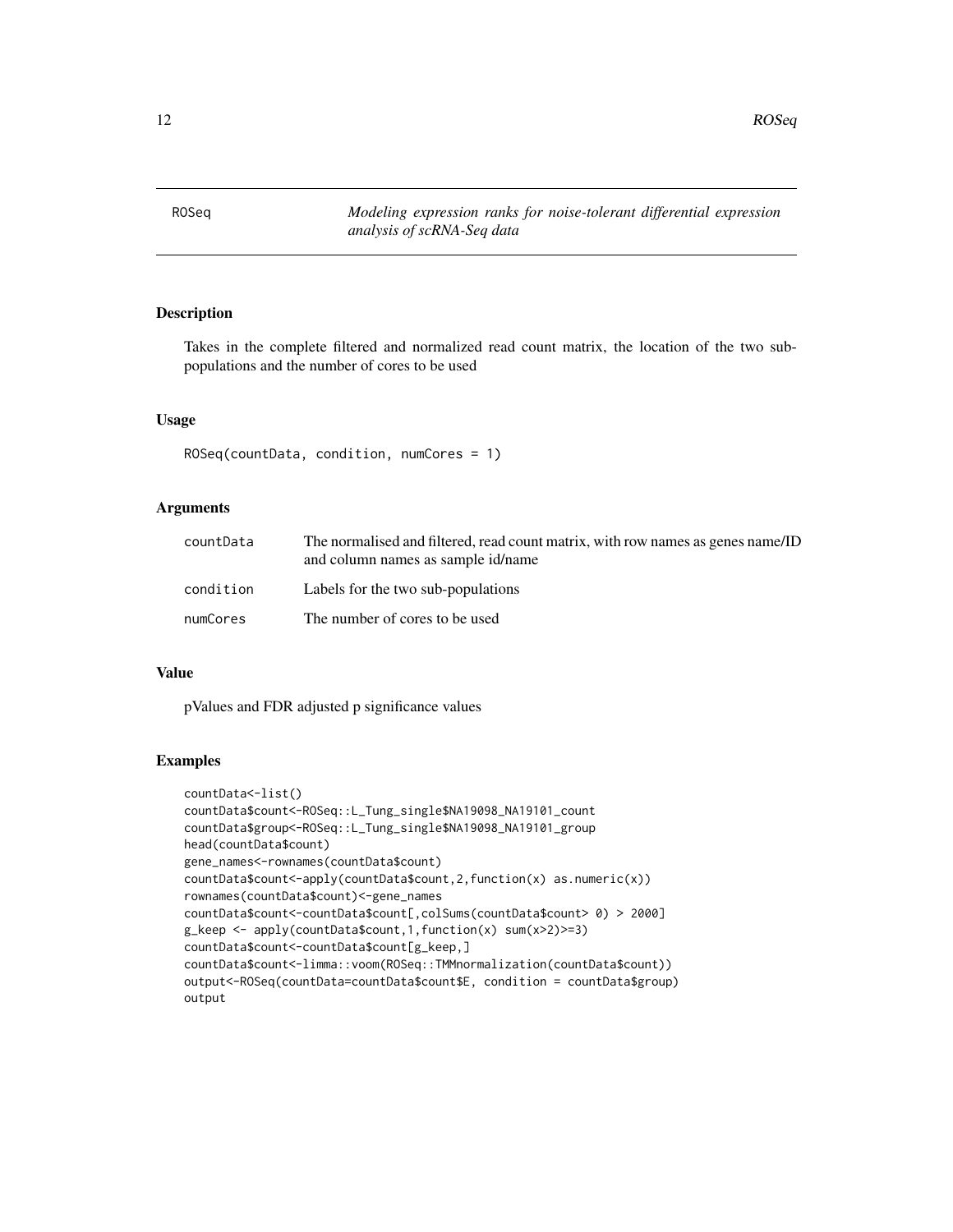## ROSeq — *Modeling expression ranks for noise-tolerant differential expression analysis of scRNA-Seq data*

### Description

Takes in the complete filtered and normalized read count matrix, the location of the two sub-populations and the number of cores to be used

### Usage

```
ROSeq(countData, condition, numCores = 1)
```

### Arguments

| | |
|---|---|
| countData | The normalised and filtered, read count matrix, with row names as genes name/ID and column names as sample id/name |
| condition | Labels for the two sub-populations |
| numCores | The number of cores to be used |

### Value

pValues and FDR adjusted p significance values

### Examples

```
countData<-list()
countData$count<-ROSeq::L_Tung_single$NA19098_NA19101_count
countData$group<-ROSeq::L_Tung_single$NA19098_NA19101_group
head(countData$count)
gene_names<-rownames(countData$count)
countData$count<-apply(countData$count,2,function(x) as.numeric(x))
rownames(countData$count)<-gene_names
countData$count<-countData$count[,colSums(countData$count> 0) > 2000]
g_keep <- apply(countData$count,1,function(x) sum(x>2)>=3)
countData$count<-countData$count[g_keep,]
countData$count<-limma::voom(ROSeq::TMMnormalization(countData$count))
output<-ROSeq(countData=countData$count$E, condition = countData$group)
output
```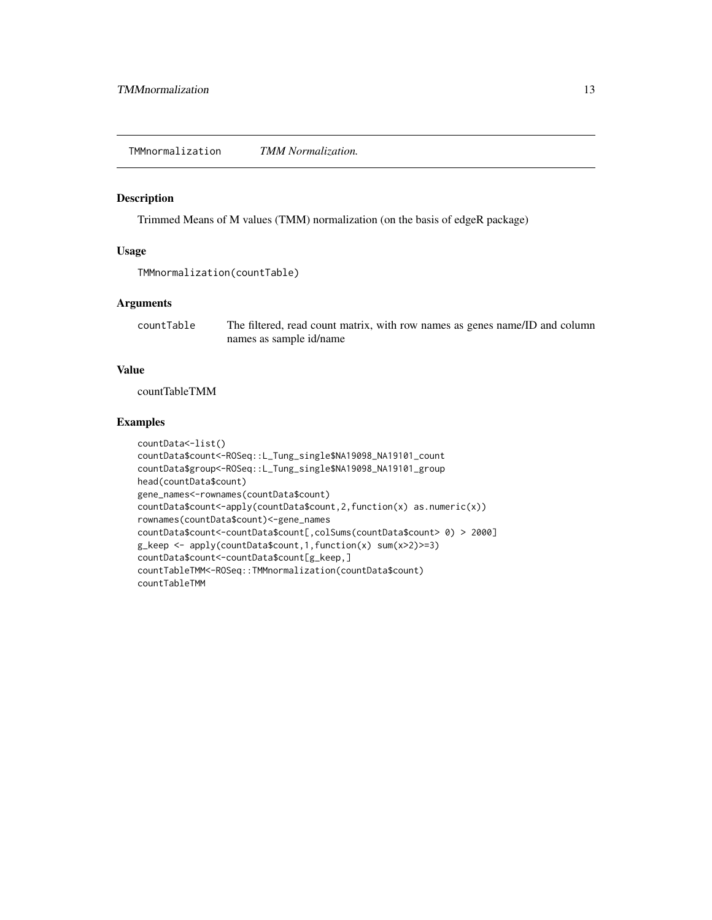## TMMnormalization *TMM Normalization.*

### Description

Trimmed Means of M values (TMM) normalization (on the basis of edgeR package)

### Usage

```
TMMnormalization(countTable)
```

### Arguments

| | |
|---|---|
| countTable | The filtered, read count matrix, with row names as genes name/ID and column names as sample id/name |

### Value

countTableTMM

### Examples

```
countData<-list()
countData$count<-ROSeq::L_Tung_single$NA19098_NA19101_count
countData$group<-ROSeq::L_Tung_single$NA19098_NA19101_group
head(countData$count)
gene_names<-rownames(countData$count)
countData$count<-apply(countData$count,2,function(x) as.numeric(x))
rownames(countData$count)<-gene_names
countData$count<-countData$count[,colSums(countData$count> 0) > 2000]
g_keep <- apply(countData$count,1,function(x) sum(x>2)>=3)
countData$count<-countData$count[g_keep,]
countTableTMM<-ROSeq::TMMnormalization(countData$count)
countTableTMM
```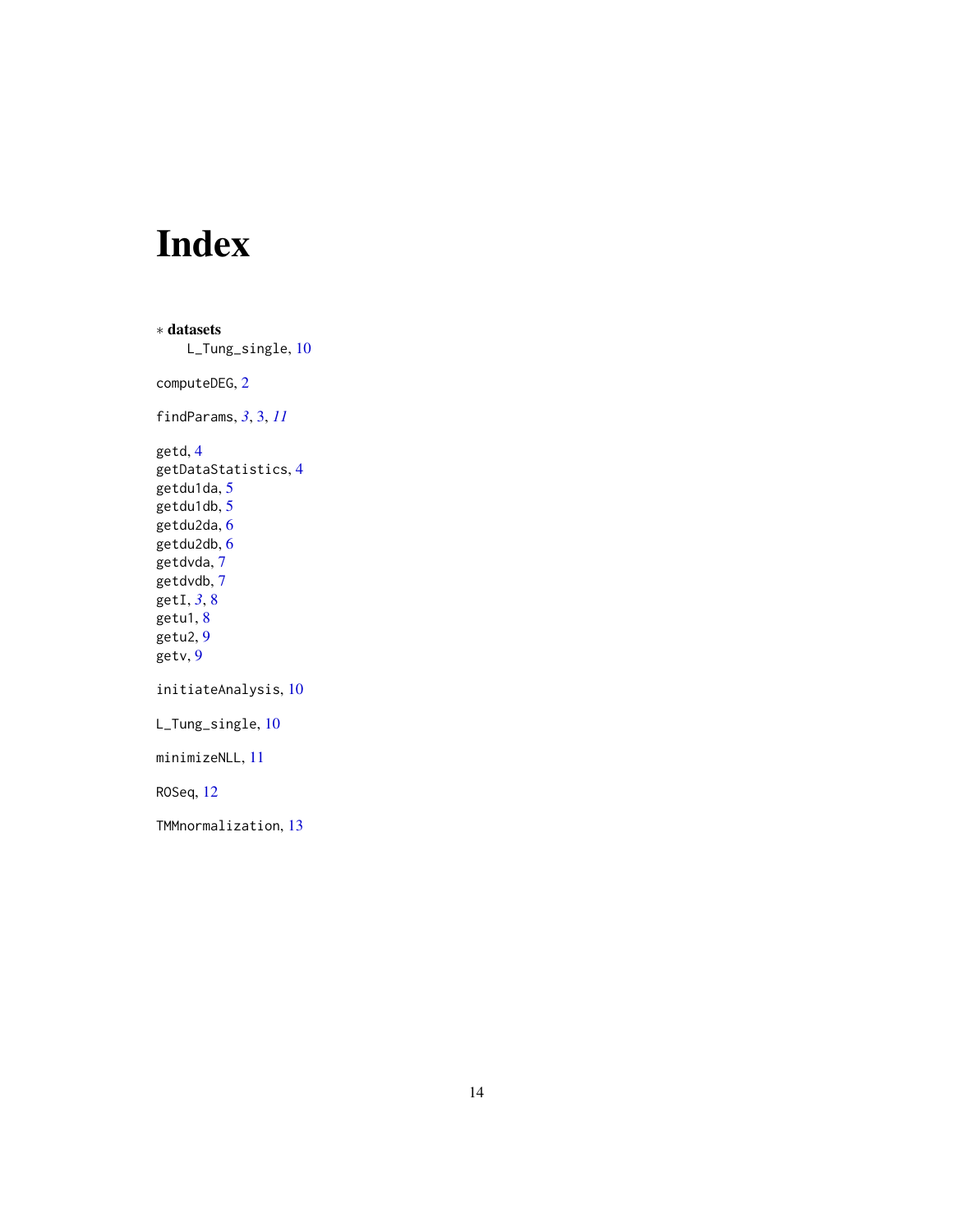# Index

∗ **datasets**
    L_Tung_single, 10

computeDEG, 2

findParams, *3*, 3, *11*

getd, 4
getDataStatistics, 4
getdu1da, 5
getdu1db, 5
getdu2da, 6
getdu2db, 6
getdvda, 7
getdvdb, 7
getI, *3*, 8
getu1, 8
getu2, 9
getv, 9

initiateAnalysis, 10

L_Tung_single, 10

minimizeNLL, 11

ROSeq, 12

TMMnormalization, 13